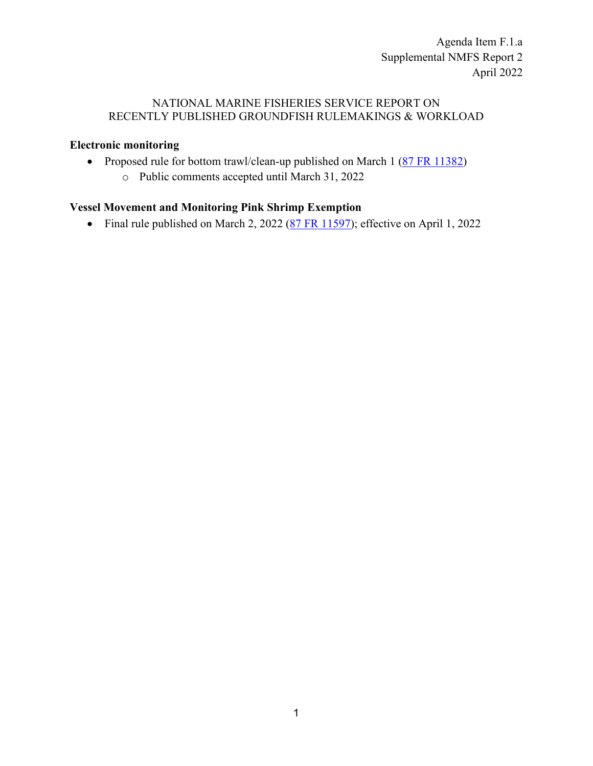Agenda Item F.1.a
Supplemental NMFS Report 2
April 2022

# NATIONAL MARINE FISHERIES SERVICE REPORT ON RECENTLY PUBLISHED GROUNDFISH RULEMAKINGS & WORKLOAD

## Electronic monitoring

- Proposed rule for bottom trawl/clean-up published on March 1 (87 FR 11382)
  - Public comments accepted until March 31, 2022

## Vessel Movement and Monitoring Pink Shrimp Exemption

- Final rule published on March 2, 2022 (87 FR 11597); effective on April 1, 2022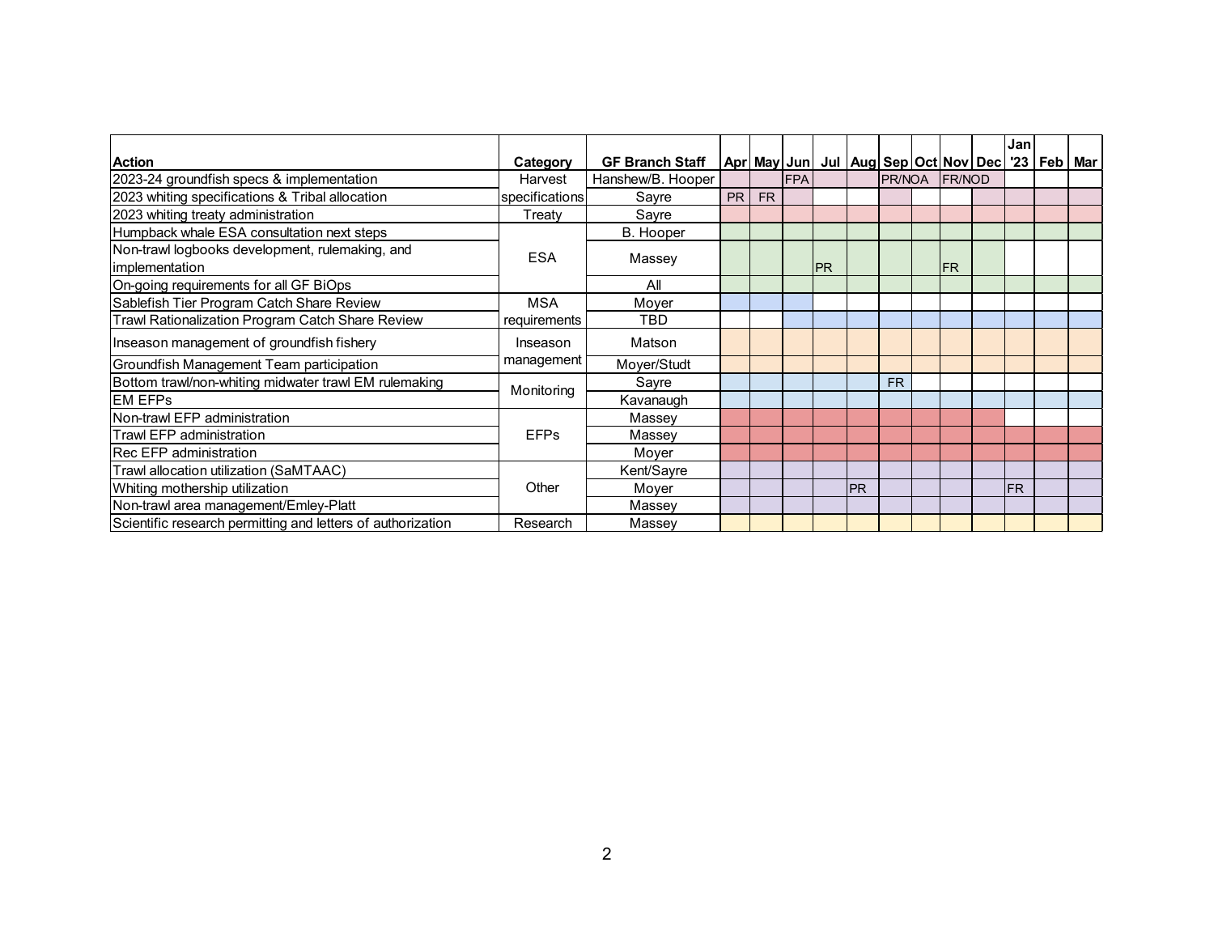| Action | Category | GF Branch Staff | Apr | May | Jun | Jul | Aug | Sep | Oct | Nov | Dec | Jan '23 | Feb | Mar |
|---|---|---|---|---|---|---|---|---|---|---|---|---|---|---|
| 2023-24 groundfish specs & implementation | Harvest specifications | Hanshew/B. Hooper | | | FPA | | | PR/NOA | | FR/NOD | | | | |
| 2023 whiting specifications & Tribal allocation | | Sayre | PR | FR | | | | | | | | | | |
| 2023 whiting treaty administration | Treaty | Sayre | | | | | | | | | | | | |
| Humpback whale ESA consultation next steps | ESA | B. Hooper | | | | | | | | | | | | |
| Non-trawl logbooks development, rulemaking, and implementation | | Massey | | | | PR | | | | FR | | | | |
| On-going requirements for all GF BiOps | | All | | | | | | | | | | | | |
| Sablefish Tier Program Catch Share Review | MSA requirements | Moyer | | | | | | | | | | | | |
| Trawl Rationalization Program Catch Share Review | | TBD | | | | | | | | | | | | |
| Inseason management of groundfish fishery | Inseason management | Matson | | | | | | | | | | | | |
| Groundfish Management Team participation | | Moyer/Studt | | | | | | | | | | | | |
| Bottom trawl/non-whiting midwater trawl EM rulemaking | Monitoring | Sayre | | | | | | FR | | | | | | |
| EM EFPs | | Kavanaugh | | | | | | | | | | | | |
| Non-trawl EFP administration | EFPs | Massey | | | | | | | | | | | | |
| Trawl EFP administration | | Massey | | | | | | | | | | | | |
| Rec EFP administration | | Moyer | | | | | | | | | | | | |
| Trawl allocation utilization (SaMTAAC) | Other | Kent/Sayre | | | | | | | | | | | | |
| Whiting mothership utilization | | Moyer | | | | | PR | | | | | FR | | |
| Non-trawl area management/Emley-Platt | | Massey | | | | | | | | | | | | |
| Scientific research permitting and letters of authorization | Research | Massey | | | | | | | | | | | | |